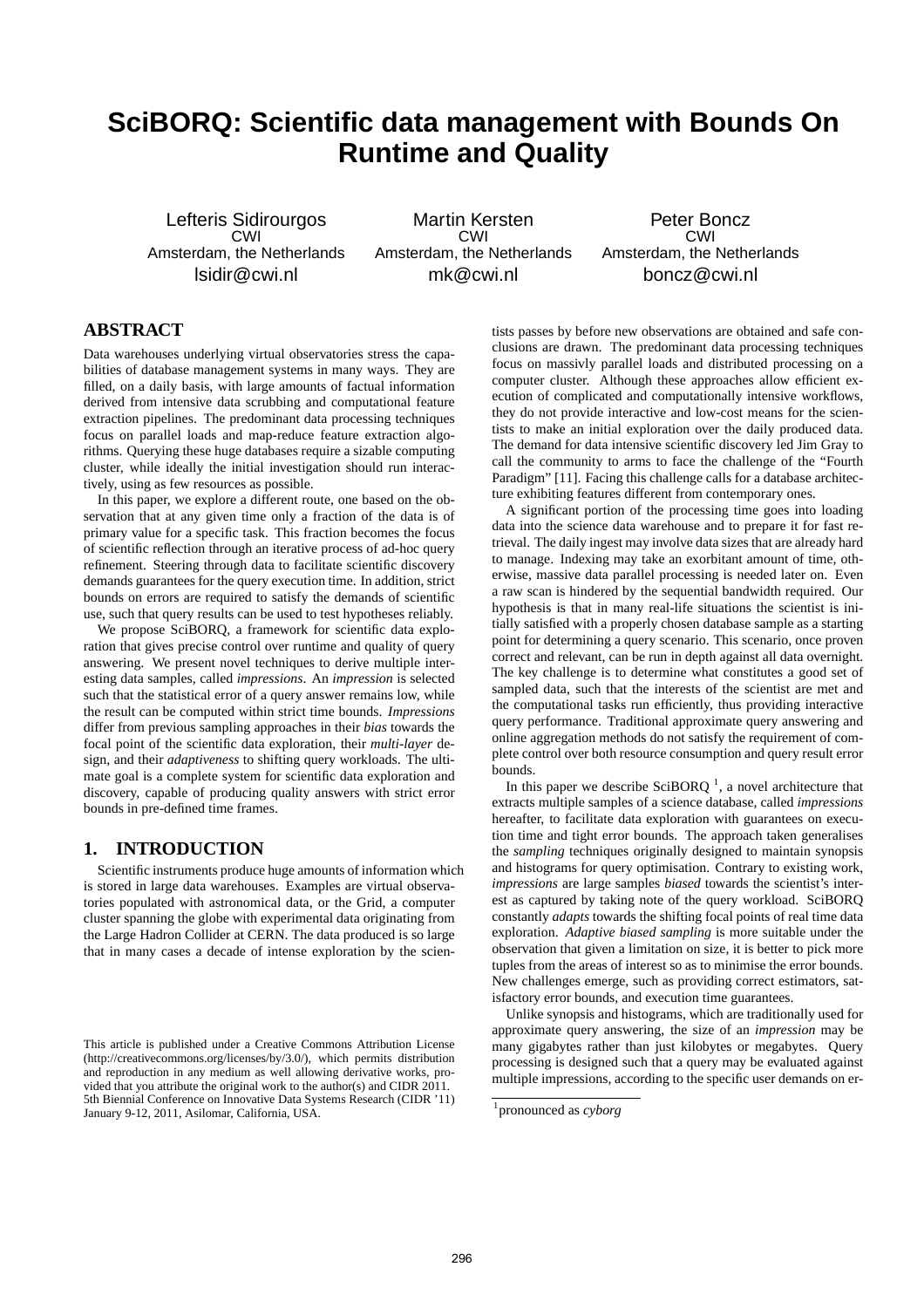# SciBORQ: Scientific data management with Bounds On Runtime and Quality

Lefteris Sidirourgos
CWI
Amsterdam, the Netherlands
lsidir@cwi.nl

Martin Kersten
CWI
Amsterdam, the Netherlands
mk@cwi.nl

Peter Boncz
CWI
Amsterdam, the Netherlands
boncz@cwi.nl

## ABSTRACT

Data warehouses underlying virtual observatories stress the capabilities of database management systems in many ways. They are filled, on a daily basis, with large amounts of factual information derived from intensive data scrubbing and computational feature extraction pipelines. The predominant data processing techniques focus on parallel loads and map-reduce feature extraction algorithms. Querying these huge databases require a sizable computing cluster, while ideally the initial investigation should run interactively, using as few resources as possible.

In this paper, we explore a different route, one based on the observation that at any given time only a fraction of the data is of primary value for a specific task. This fraction becomes the focus of scientific reflection through an iterative process of ad-hoc query refinement. Steering through data to facilitate scientific discovery demands guarantees for the query execution time. In addition, strict bounds on errors are required to satisfy the demands of scientific use, such that query results can be used to test hypotheses reliably.

We propose SciBORQ, a framework for scientific data exploration that gives precise control over runtime and quality of query answering. We present novel techniques to derive multiple interesting data samples, called *impressions*. An *impression* is selected such that the statistical error of a query answer remains low, while the result can be computed within strict time bounds. *Impressions* differ from previous sampling approaches in their *bias* towards the focal point of the scientific data exploration, their *multi-layer* design, and their *adaptiveness* to shifting query workloads. The ultimate goal is a complete system for scientific data exploration and discovery, capable of producing quality answers with strict error bounds in pre-defined time frames.

## 1. INTRODUCTION

Scientific instruments produce huge amounts of information which is stored in large data warehouses. Examples are virtual observatories populated with astronomical data, or the Grid, a computer cluster spanning the globe with experimental data originating from the Large Hadron Collider at CERN. The data produced is so large that in many cases a decade of intense exploration by the scientists passes by before new observations are obtained and safe conclusions are drawn. The predominant data processing techniques focus on massivly parallel loads and distributed processing on a computer cluster. Although these approaches allow efficient execution of complicated and computationally intensive workflows, they do not provide interactive and low-cost means for the scientists to make an initial exploration over the daily produced data. The demand for data intensive scientific discovery led Jim Gray to call the community to arms to face the challenge of the "Fourth Paradigm" [11]. Facing this challenge calls for a database architecture exhibiting features different from contemporary ones.

A significant portion of the processing time goes into loading data into the science data warehouse and to prepare it for fast retrieval. The daily ingest may involve data sizes that are already hard to manage. Indexing may take an exorbitant amount of time, otherwise, massive data parallel processing is needed later on. Even a raw scan is hindered by the sequential bandwidth required. Our hypothesis is that in many real-life situations the scientist is initially satisfied with a properly chosen database sample as a starting point for determining a query scenario. This scenario, once proven correct and relevant, can be run in depth against all data overnight. The key challenge is to determine what constitutes a good set of sampled data, such that the interests of the scientist are met and the computational tasks run efficiently, thus providing interactive query performance. Traditional approximate query answering and online aggregation methods do not satisfy the requirement of complete control over both resource consumption and query result error bounds.

In this paper we describe SciBORQ [1], a novel architecture that extracts multiple samples of a science database, called *impressions* hereafter, to facilitate data exploration with guarantees on execution time and tight error bounds. The approach taken generalises the *sampling* techniques originally designed to maintain synopsis and histograms for query optimisation. Contrary to existing work, *impressions* are large samples *biased* towards the scientist's interest as captured by taking note of the query workload. SciBORQ constantly *adapts* towards the shifting focal points of real time data exploration. *Adaptive biased sampling* is more suitable under the observation that given a limitation on size, it is better to pick more tuples from the areas of interest so as to minimise the error bounds. New challenges emerge, such as providing correct estimators, satisfactory error bounds, and execution time guarantees.

Unlike synopsis and histograms, which are traditionally used for approximate query answering, the size of an *impression* may be many gigabytes rather than just kilobytes or megabytes. Query processing is designed such that a query may be evaluated against multiple impressions, according to the specific user demands on er-

[1] pronounced as *cyborg*

This article is published under a Creative Commons Attribution License (http://creativecommons.org/licenses/by/3.0/), which permits distribution and reproduction in any medium as well allowing derivative works, provided that you attribute the original work to the author(s) and CIDR 2011. 5th Biennial Conference on Innovative Data Systems Research (CIDR '11) January 9-12, 2011, Asilomar, California, USA.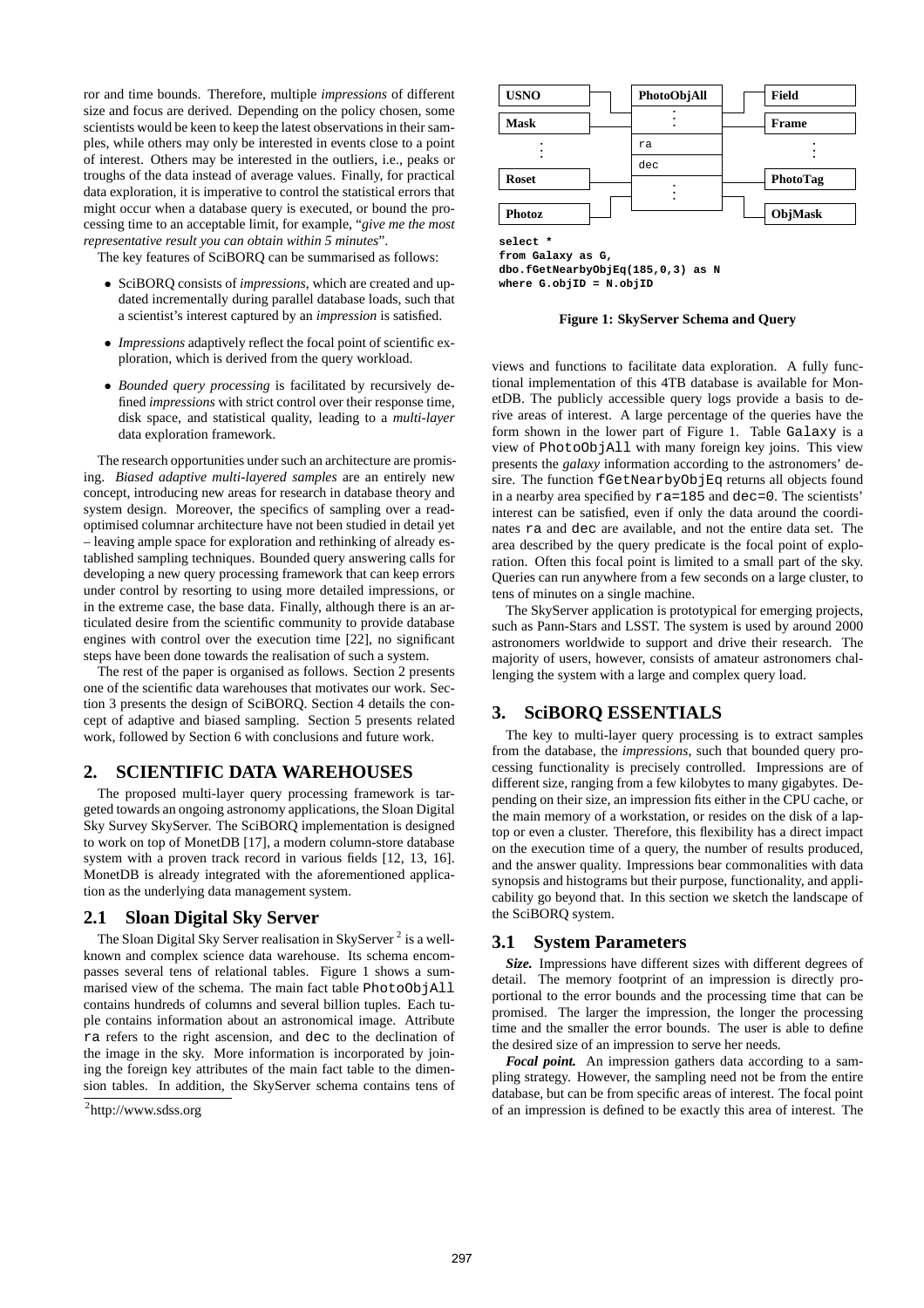ror and time bounds. Therefore, multiple *impressions* of different size and focus are derived. Depending on the policy chosen, some scientists would be keen to keep the latest observations in their samples, while others may only be interested in events close to a point of interest. Others may be interested in the outliers, i.e., peaks or troughs of the data instead of average values. Finally, for practical data exploration, it is imperative to control the statistical errors that might occur when a database query is executed, or bound the processing time to an acceptable limit, for example, "*give me the most representative result you can obtain within 5 minutes*".

The key features of SciBORQ can be summarised as follows:

- SciBORQ consists of *impressions*, which are created and updated incrementally during parallel database loads, such that a scientist's interest captured by an *impression* is satisfied.
- *Impressions* adaptively reflect the focal point of scientific exploration, which is derived from the query workload.
- *Bounded query processing* is facilitated by recursively defined *impressions* with strict control over their response time, disk space, and statistical quality, leading to a *multi-layer* data exploration framework.

The research opportunities under such an architecture are promising. *Biased adaptive multi-layered samples* are an entirely new concept, introducing new areas for research in database theory and system design. Moreover, the specifics of sampling over a read-optimised columnar architecture have not been studied in detail yet – leaving ample space for exploration and rethinking of already established sampling techniques. Bounded query answering calls for developing a new query processing framework that can keep errors under control by resorting to using more detailed impressions, or in the extreme case, the base data. Finally, although there is an articulated desire from the scientific community to provide database engines with control over the execution time [22], no significant steps have been done towards the realisation of such a system.

The rest of the paper is organised as follows. Section 2 presents one of the scientific data warehouses that motivates our work. Section 3 presents the design of SciBORQ. Section 4 details the concept of adaptive and biased sampling. Section 5 presents related work, followed by Section 6 with conclusions and future work.

## 2. SCIENTIFIC DATA WAREHOUSES

The proposed multi-layer query processing framework is targeted towards an ongoing astronomy applications, the Sloan Digital Sky Survey SkyServer. The SciBORQ implementation is designed to work on top of MonetDB [17], a modern column-store database system with a proven track record in various fields [12, 13, 16]. MonetDB is already integrated with the aforementioned application as the underlying data management system.

### 2.1 Sloan Digital Sky Server

The Sloan Digital Sky Server realisation in SkyServer [2] is a well-known and complex science data warehouse. Its schema encompasses several tens of relational tables. Figure 1 shows a summarised view of the schema. The main fact table `PhotoObjAll` contains hundreds of columns and several billion tuples. Each tuple contains information about an astronomical image. Attribute `ra` refers to the right ascension, and `dec` to the declination of the image in the sky. More information is incorporated by joining the foreign key attributes of the main fact table to the dimension tables. In addition, the SkyServer schema contains tens of

[2] http://www.sdss.org

USNO
Mask
Roset
Photoz
PhotoObjAll
ra
dec
Field
Frame
PhotoTag
ObjMask

```
select *
from Galaxy as G,
dbo.fGetNearbyObjEq(185,0,3) as N
where G.objID = N.objID
```

**Figure 1: SkyServer Schema and Query**

views and functions to facilitate data exploration. A fully functional implementation of this 4TB database is available for MonetDB. The publicly accessible query logs provide a basis to derive areas of interest. A large percentage of the queries have the form shown in the lower part of Figure 1. Table `Galaxy` is a view of `PhotoObjAll` with many foreign key joins. This view presents the *galaxy* information according to the astronomers' desire. The function `fGetNearbyObjEq` returns all objects found in a nearby area specified by `ra=185` and `dec=0`. The scientists' interest can be satisfied, even if only the data around the coordinates `ra` and `dec` are available, and not the entire data set. The area described by the query predicate is the focal point of exploration. Often this focal point is limited to a small part of the sky. Queries can run anywhere from a few seconds on a large cluster, to tens of minutes on a single machine.

The SkyServer application is prototypical for emerging projects, such as Pann-Stars and LSST. The system is used by around 2000 astronomers worldwide to support and drive their research. The majority of users, however, consists of amateur astronomers challenging the system with a large and complex query load.

## 3. SciBORQ ESSENTIALS

The key to multi-layer query processing is to extract samples from the database, the *impressions*, such that bounded query processing functionality is precisely controlled. Impressions are of different size, ranging from a few kilobytes to many gigabytes. Depending on their size, an impression fits either in the CPU cache, or the main memory of a workstation, or resides on the disk of a laptop or even a cluster. Therefore, this flexibility has a direct impact on the execution time of a query, the number of results produced, and the answer quality. Impressions bear commonalities with data synopsis and histograms but their purpose, functionality, and applicability go beyond that. In this section we sketch the landscape of the SciBORQ system.

### 3.1 System Parameters

***Size.*** Impressions have different sizes with different degrees of detail. The memory footprint of an impression is directly proportional to the error bounds and the processing time that can be promised. The larger the impression, the longer the processing time and the smaller the error bounds. The user is able to define the desired size of an impression to serve her needs.

***Focal point.*** An impression gathers data according to a sampling strategy. However, the sampling need not be from the entire database, but can be from specific areas of interest. The focal point of an impression is defined to be exactly this area of interest. The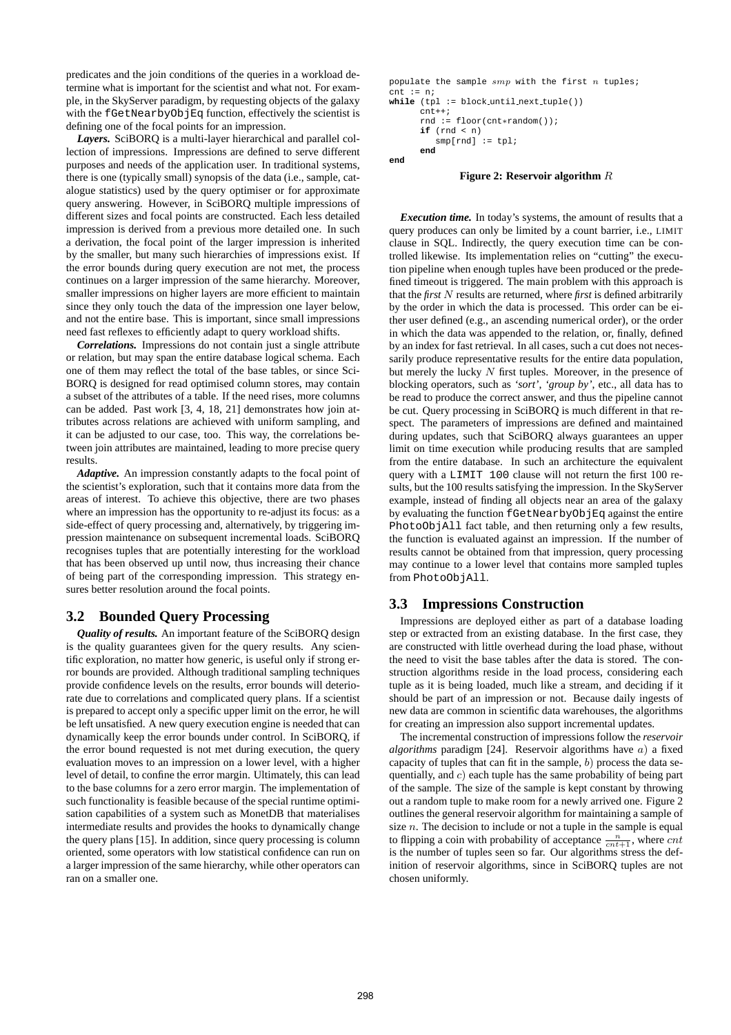predicates and the join conditions of the queries in a workload determine what is important for the scientist and what not. For example, in the SkyServer paradigm, by requesting objects of the galaxy with the `fGetNearbyObjEq` function, effectively the scientist is defining one of the focal points for an impression.

***Layers.*** SciBORQ is a multi-layer hierarchical and parallel collection of impressions. Impressions are defined to serve different purposes and needs of the application user. In traditional systems, there is one (typically small) synopsis of the data (i.e., sample, catalogue statistics) used by the query optimiser or for approximate query answering. However, in SciBORQ multiple impressions of different sizes and focal points are constructed. Each less detailed impression is derived from a previous more detailed one. In such a derivation, the focal point of the larger impression is inherited by the smaller, but many such hierarchies of impressions exist. If the error bounds during query execution are not met, the process continues on a larger impression of the same hierarchy. Moreover, smaller impressions on higher layers are more efficient to maintain since they only touch the data of the impression one layer below, and not the entire base. This is important, since small impressions need fast reflexes to efficiently adapt to query workload shifts.

***Correlations.*** Impressions do not contain just a single attribute or relation, but may span the entire database logical schema. Each one of them may reflect the total of the base tables, or since SciBORQ is designed for read optimised column stores, may contain a subset of the attributes of a table. If the need rises, more columns can be added. Past work [3, 4, 18, 21] demonstrates how join attributes across relations are achieved with uniform sampling, and it can be adjusted to our case, too. This way, the correlations between join attributes are maintained, leading to more precise query results.

***Adaptive.*** An impression constantly adapts to the focal point of the scientist's exploration, such that it contains more data from the areas of interest. To achieve this objective, there are two phases where an impression has the opportunity to re-adjust its focus: as a side-effect of query processing and, alternatively, by triggering impression maintenance on subsequent incremental loads. SciBORQ recognises tuples that are potentially interesting for the workload that has been observed up until now, thus increasing their chance of being part of the corresponding impression. This strategy ensures better resolution around the focal points.

## 3.2 Bounded Query Processing

***Quality of results.*** An important feature of the SciBORQ design is the quality guarantees given for the query results. Any scientific exploration, no matter how generic, is useful only if strong error bounds are provided. Although traditional sampling techniques provide confidence levels on the results, error bounds will deteriorate due to correlations and complicated query plans. If a scientist is prepared to accept only a specific upper limit on the error, he will be left unsatisfied. A new query execution engine is needed that can dynamically keep the error bounds under control. In SciBORQ, if the error bound requested is not met during execution, the query evaluation moves to an impression on a lower level, with a higher level of detail, to confine the error margin. Ultimately, this can lead to the base columns for a zero error margin. The implementation of such functionality is feasible because of the special runtime optimisation capabilities of a system such as MonetDB that materialises intermediate results and provides the hooks to dynamically change the query plans [15]. In addition, since query processing is column oriented, some operators with low statistical confidence can run on a larger impression of the same hierarchy, while other operators can ran on a smaller one.

```
populate the sample smp with the first n tuples;
cnt := n;
while (tpl := block_until_next_tuple())
      cnt++;
      rnd := floor(cnt*random());
      if (rnd < n)
         smp[rnd] := tpl;
      end
end
```

**Figure 2: Reservoir algorithm $R$**

***Execution time.*** In today's systems, the amount of results that a query produces can only be limited by a count barrier, i.e., LIMIT clause in SQL. Indirectly, the query execution time can be controlled likewise. Its implementation relies on "cutting" the execution pipeline when enough tuples have been produced or the predefined timeout is triggered. The main problem with this approach is that the *first* $N$ results are returned, where *first* is defined arbitrarily by the order in which the data is processed. This order can be either user defined (e.g., an ascending numerical order), or the order in which the data was appended to the relation, or, finally, defined by an index for fast retrieval. In all cases, such a cut does not necessarily produce representative results for the entire data population, but merely the lucky $N$ first tuples. Moreover, in the presence of blocking operators, such as *'sort'*, *'group by'*, etc., all data has to be read to produce the correct answer, and thus the pipeline cannot be cut. Query processing in SciBORQ is much different in that respect. The parameters of impressions are defined and maintained during updates, such that SciBORQ always guarantees an upper limit on time execution while producing results that are sampled from the entire database. In such an architecture the equivalent query with a `LIMIT 100` clause will not return the first 100 results, but the 100 results satisfying the impression. In the SkyServer example, instead of finding all objects near an area of the galaxy by evaluating the function `fGetNearbyObjEq` against the entire `PhotoObjAll` fact table, and then returning only a few results, the function is evaluated against an impression. If the number of results cannot be obtained from that impression, query processing may continue to a lower level that contains more sampled tuples from `PhotoObjAll`.

## 3.3 Impressions Construction

Impressions are deployed either as part of a database loading step or extracted from an existing database. In the first case, they are constructed with little overhead during the load phase, without the need to visit the base tables after the data is stored. The construction algorithms reside in the load process, considering each tuple as it is being loaded, much like a stream, and deciding if it should be part of an impression or not. Because daily ingests of new data are common in scientific data warehouses, the algorithms for creating an impression also support incremental updates.

The incremental construction of impressions follow the *reservoir algorithms* paradigm [24]. Reservoir algorithms have $a)$ a fixed capacity of tuples that can fit in the sample, $b)$ process the data sequentially, and $c)$ each tuple has the same probability of being part of the sample. The size of the sample is kept constant by throwing out a random tuple to make room for a newly arrived one. Figure 2 outlines the general reservoir algorithm for maintaining a sample of size $n$. The decision to include or not a tuple in the sample is equal to flipping a coin with probability of acceptance $\frac{n}{cnt+1}$, where $cnt$ is the number of tuples seen so far. Our algorithms stress the definition of reservoir algorithms, since in SciBORQ tuples are not chosen uniformly.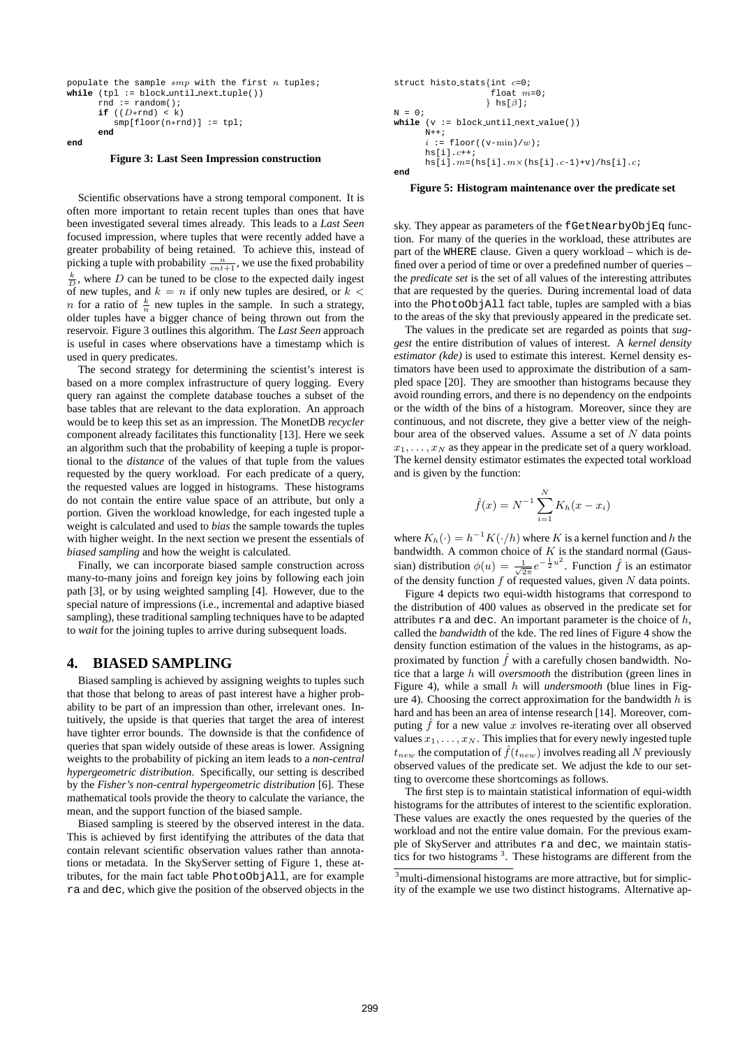```
populate the sample smp with the first n tuples;
while (tpl := block_until_next_tuple())
      rnd := random();
      if ((D*rnd) < k)
         smp[floor(n*rnd)] := tpl;
      end
end
```

**Figure 3: Last Seen Impression construction**

Scientific observations have a strong temporal component. It is often more important to retain recent tuples than ones that have been investigated several times already. This leads to a *Last Seen* focused impression, where tuples that were recently added have a greater probability of being retained. To achieve this, instead of picking a tuple with probability $\frac{n}{cnt+1}$, we use the fixed probability $\frac{k}{D}$, where $D$ can be tuned to be close to the expected daily ingest of new tuples, and $k = n$ if only new tuples are desired, or $k < n$ for a ratio of $\frac{k}{n}$ new tuples in the sample. In such a strategy, older tuples have a bigger chance of being thrown out from the reservoir. Figure 3 outlines this algorithm. The *Last Seen* approach is useful in cases where observations have a timestamp which is used in query predicates.

The second strategy for determining the scientist's interest is based on a more complex infrastructure of query logging. Every query ran against the complete database touches a subset of the base tables that are relevant to the data exploration. An approach would be to keep this set as an impression. The MonetDB *recycler* component already facilitates this functionality [13]. Here we seek an algorithm such that the probability of keeping a tuple is proportional to the *distance* of the values of that tuple from the values requested by the query workload. For each predicate of a query, the requested values are logged in histograms. These histograms do not contain the entire value space of an attribute, but only a portion. Given the workload knowledge, for each ingested tuple a weight is calculated and used to *bias* the sample towards the tuples with higher weight. In the next section we present the essentials of *biased sampling* and how the weight is calculated.

Finally, we can incorporate biased sample construction across many-to-many joins and foreign key joins by following each join path [3], or by using weighted sampling [4]. However, due to the special nature of impressions (i.e., incremental and adaptive biased sampling), these traditional sampling techniques have to be adapted to *wait* for the joining tuples to arrive during subsequent loads.

## 4. BIASED SAMPLING

Biased sampling is achieved by assigning weights to tuples such that those that belong to areas of past interest have a higher probability to be part of an impression than other, irrelevant ones. Intuitively, the upside is that queries that target the area of interest have tighter error bounds. The downside is that the confidence of queries that span widely outside of these areas is lower. Assigning weights to the probability of picking an item leads to a *non-central hypergeometric distribution*. Specifically, our setting is described by the *Fisher's non-central hypergeometric distribution* [6]. These mathematical tools provide the theory to calculate the variance, the mean, and the support function of the biased sample.

Biased sampling is steered by the observed interest in the data. This is achieved by first identifying the attributes of the data that contain relevant scientific observation values rather than annotations or metadata. In the SkyServer setting of Figure 1, these attributes, for the main fact table PhotoObjAll, are for example ra and dec, which give the position of the observed objects in the

```
struct histo_stats{int c=0;
                   float m=0;
                  } hs[β];
N = 0;
while (v := block_until_next_value())
      N++;
      i := floor((v-min)/w);
      hs[i].c++;
      hs[i].m=(hs[i].m×(hs[i].c-1)+v)/hs[i].c;
end
```

**Figure 5: Histogram maintenance over the predicate set**

sky. They appear as parameters of the fGetNearbyObjEq function. For many of the queries in the workload, these attributes are part of the WHERE clause. Given a query workload – which is defined over a period of time or over a predefined number of queries – the *predicate set* is the set of all values of the interesting attributes that are requested by the queries. During incremental load of data into the PhotoObjAll fact table, tuples are sampled with a bias to the areas of the sky that previously appeared in the predicate set.

The values in the predicate set are regarded as points that *suggest* the entire distribution of values of interest. A *kernel density estimator (kde)* is used to estimate this interest. Kernel density estimators have been used to approximate the distribution of a sampled space [20]. They are smoother than histograms because they avoid rounding errors, and there is no dependency on the endpoints or the width of the bins of a histogram. Moreover, since they are continuous, and not discrete, they give a better view of the neighbour area of the observed values. Assume a set of $N$ data points $x_1, \ldots, x_N$ as they appear in the predicate set of a query workload. The kernel density estimator estimates the expected total workload and is given by the function:

$$\hat{f}(x) = N^{-1} \sum_{i=1}^{N} K_h(x - x_i)$$

where $K_h(\cdot) = h^{-1}K(\cdot/h)$ where $K$ is a kernel function and $h$ the bandwidth. A common choice of $K$ is the standard normal (Gaussian) distribution $\phi(u) = \frac{1}{\sqrt{2\pi}}e^{-\frac{1}{2}u^2}$. Function $\hat{f}$ is an estimator of the density function $f$ of requested values, given $N$ data points.

Figure 4 depicts two equi-width histograms that correspond to the distribution of 400 values as observed in the predicate set for attributes ra and dec. An important parameter is the choice of $h$, called the *bandwidth* of the kde. The red lines of Figure 4 show the density function estimation of the values in the histograms, as approximated by function $\hat{f}$ with a carefully chosen bandwidth. Notice that a large $h$ will *oversmooth* the distribution (green lines in Figure 4), while a small $h$ will *undersmooth* (blue lines in Figure 4). Choosing the correct approximation for the bandwidth $h$ is hard and has been an area of intense research [14]. Moreover, computing $\hat{f}$ for a new value $x$ involves re-iterating over all observed values $x_1, \ldots, x_N$. This implies that for every newly ingested tuple $t_{new}$ the computation of $\hat{f}(t_{new})$ involves reading all $N$ previously observed values of the predicate set. We adjust the kde to our setting to overcome these shortcomings as follows.

The first step is to maintain statistical information of equi-width histograms for the attributes of interest to the scientific exploration. These values are exactly the ones requested by the queries of the workload and not the entire value domain. For the previous example of SkyServer and attributes ra and dec, we maintain statistics for two histograms [3]. These histograms are different from the

[3] multi-dimensional histograms are more attractive, but for simplicity of the example we use two distinct histograms. Alternative ap-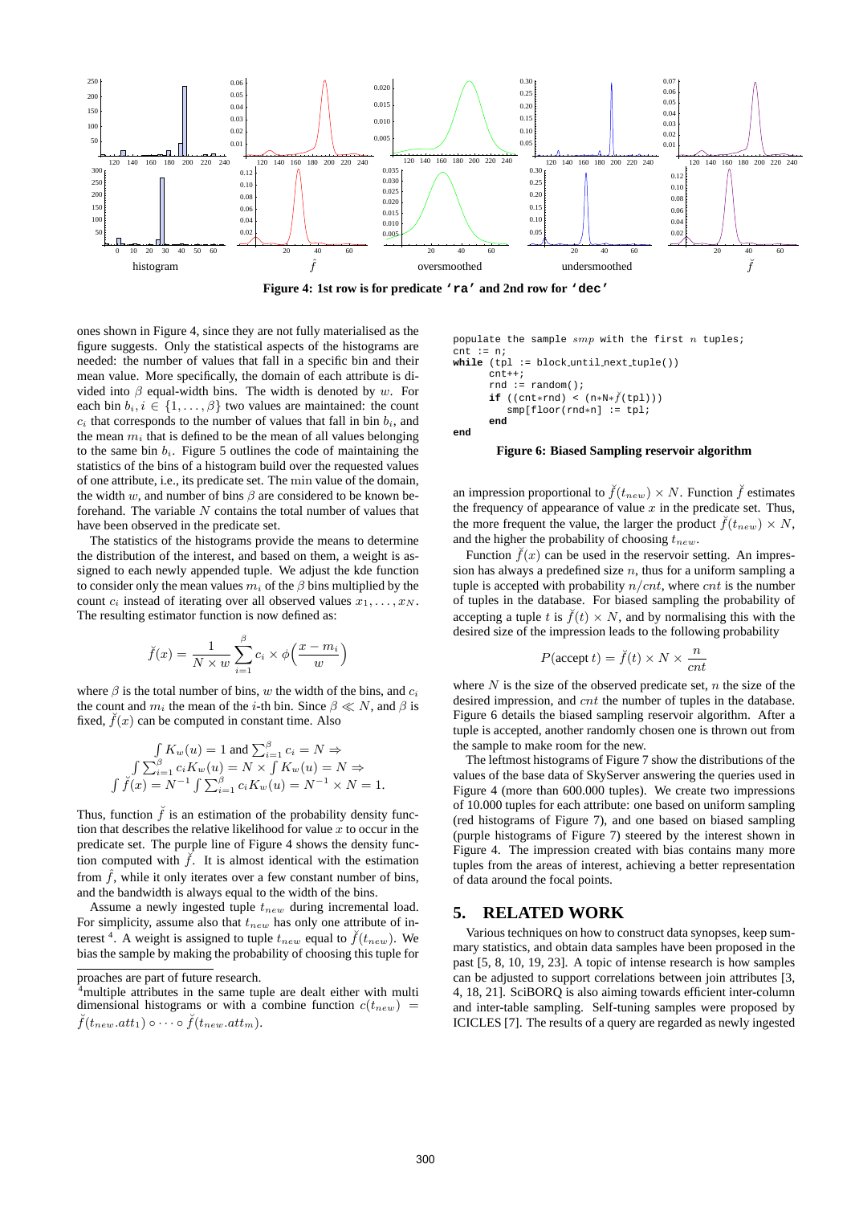**Figure 4: 1st row is for predicate 'ra' and 2nd row for 'dec'**

ones shown in Figure 4, since they are not fully materialised as the figure suggests. Only the statistical aspects of the histograms are needed: the number of values that fall in a specific bin and their mean value. More specifically, the domain of each attribute is divided into $\beta$ equal-width bins. The width is denoted by $w$. For each bin $b_i, i \in \{1,\ldots,\beta\}$ two values are maintained: the count $c_i$ that corresponds to the number of values that fall in bin $b_i$, and the mean $m_i$ that is defined to be the mean of all values belonging to the same bin $b_i$. Figure 5 outlines the code of maintaining the statistics of the bins of a histogram build over the requested values of one attribute, i.e., its predicate set. The min value of the domain, the width $w$, and number of bins $\beta$ are considered to be known beforehand. The variable $N$ contains the total number of values that have been observed in the predicate set.

The statistics of the histograms provide the means to determine the distribution of the interest, and based on them, a weight is assigned to each newly appended tuple. We adjust the kde function to consider only the mean values $m_i$ of the $\beta$ bins multiplied by the count $c_i$ instead of iterating over all observed values $x_1,\ldots,x_N$. The resulting estimator function is now defined as:

$$\check{f}(x) = \frac{1}{N \times w}\sum_{i=1}^{\beta} c_i \times \phi\Big(\frac{x - m_i}{w}\Big)$$

where $\beta$ is the total number of bins, $w$ the width of the bins, and $c_i$ the count and $m_i$ the mean of the $i$-th bin. Since $\beta \ll N$, and $\beta$ is fixed, $\check{f}(x)$ can be computed in constant time. Also

$$\int K_w(u) = 1 \text{ and } \sum_{i=1}^{\beta} c_i = N \Rightarrow$$
$$\int \sum_{i=1}^{\beta} c_i K_w(u) = N \times \int K_w(u) = N \Rightarrow$$
$$\int \check{f}(x) = N^{-1}\int \sum_{i=1}^{\beta} c_i K_w(u) = N^{-1} \times N = 1.$$

Thus, function $\check{f}$ is an estimation of the probability density function that describes the relative likelihood for value $x$ to occur in the predicate set. The purple line of Figure 4 shows the density function computed with $\check{f}$. It is almost identical with the estimation from $\hat{f}$, while it only iterates over a few constant number of bins, and the bandwidth is always equal to the width of the bins.

Assume a newly ingested tuple $t_{new}$ during incremental load. For simplicity, assume also that $t_{new}$ has only one attribute of interest [4]. A weight is assigned to tuple $t_{new}$ equal to $\check{f}(t_{new})$. We bias the sample by making the probability of choosing this tuple for an impression proportional to $\check{f}(t_{new}) \times N$. Function $\check{f}$ estimates the frequency of appearance of value $x$ in the predicate set. Thus, the more frequent the value, the larger the product $\check{f}(t_{new}) \times N$, and the higher the probability of choosing $t_{new}$.

proaches are part of future research.

[4] multiple attributes in the same tuple are dealt either with multi dimensional histograms or with a combine function $c(t_{new}) = \check{f}(t_{new}.att_1) \circ \cdots \circ \check{f}(t_{new}.att_m)$.

```
populate the sample smp with the first n tuples;
cnt := n;
while (tpl := block_until_next_tuple())
      cnt++;
      rnd := random();
      if ((cnt*rnd) < (n*N*f̌(tpl)))
         smp[floor(rnd*n] := tpl;
      end
end
```

**Figure 6: Biased Sampling reservoir algorithm**

Function $\check{f}(x)$ can be used in the reservoir setting. An impression has always a predefined size $n$, thus for a uniform sampling a tuple is accepted with probability $n/cnt$, where $cnt$ is the number of tuples in the database. For biased sampling the probability of accepting a tuple $t$ is $\check{f}(t) \times N$, and by normalising this with the desired size of the impression leads to the following probability

$$P(\text{accept } t) = \check{f}(t) \times N \times \frac{n}{cnt}$$

where $N$ is the size of the observed predicate set, $n$ the size of the desired impression, and $cnt$ the number of tuples in the database. Figure 6 details the biased sampling reservoir algorithm. After a tuple is accepted, another randomly chosen one is thrown out from the sample to make room for the new.

The leftmost histograms of Figure 7 show the distributions of the values of the base data of SkyServer answering the queries used in Figure 4 (more than 600.000 tuples). We create two impressions of 10.000 tuples for each attribute: one based on uniform sampling (red histograms of Figure 7), and one based on biased sampling (purple histograms of Figure 7) steered by the interest shown in Figure 4. The impression created with bias contains many more tuples from the areas of interest, achieving a better representation of data around the focal points.

## 5. RELATED WORK

Various techniques on how to construct data synopses, keep summary statistics, and obtain data samples have been proposed in the past [5, 8, 10, 19, 23]. A topic of intense research is how samples can be adjusted to support correlations between join attributes [3, 4, 18, 21]. SciBORQ is also aiming towards efficient inter-column and inter-table sampling. Self-tuning samples were proposed by ICICLES [7]. The results of a query are regarded as newly ingested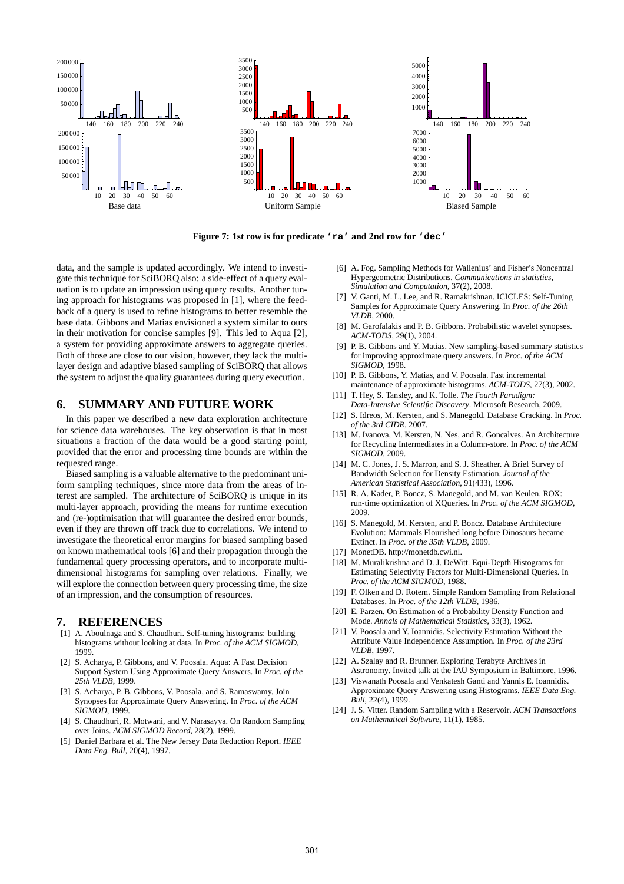200 000
150 000
100 000
50 000
140 160 180 200 220 240
200 000
150 000
100 000
50 000
10 20 30 40 50 60
Base data

3500
3000
2500
2000
1500
1000
500
140 160 180 200 220 240
3500
3000
2500
2000
1500
1000
500
10 20 30 40 50 60
Uniform Sample

5000
4000
3000
2000
1000
140 160 180 200 220 240
7000
6000
5000
4000
3000
2000
1000
10 20 30 40 50 60
Biased Sample

**Figure 7: 1st row is for predicate `'ra'` and 2nd row for `'dec'`**

data, and the sample is updated accordingly. We intend to investigate this technique for SciBORQ also: a side-effect of a query evaluation is to update an impression using query results. Another tuning approach for histograms was proposed in [1], where the feedback of a query is used to refine histograms to better resemble the base data. Gibbons and Matias envisioned a system similar to ours in their motivation for concise samples [9]. This led to Aqua [2], a system for providing approximate answers to aggregate queries. Both of those are close to our vision, however, they lack the multi-layer design and adaptive biased sampling of SciBORQ that allows the system to adjust the quality guarantees during query execution.

## 6. SUMMARY AND FUTURE WORK

In this paper we described a new data exploration architecture for science data warehouses. The key observation is that in most situations a fraction of the data would be a good starting point, provided that the error and processing time bounds are within the requested range.

Biased sampling is a valuable alternative to the predominant uniform sampling techniques, since more data from the areas of interest are sampled. The architecture of SciBORQ is unique in its multi-layer approach, providing the means for runtime execution and (re-)optimisation that will guarantee the desired error bounds, even if they are thrown off track due to correlations. We intend to investigate the theoretical error margins for biased sampling based on known mathematical tools [6] and their propagation through the fundamental query processing operators, and to incorporate multi-dimensional histograms for sampling over relations. Finally, we will explore the connection between query processing time, the size of an impression, and the consumption of resources.

## 7. REFERENCES

[1] A. Aboulnaga and S. Chaudhuri. Self-tuning histograms: building histograms without looking at data. In *Proc. of the ACM SIGMOD*, 1999.

[2] S. Acharya, P. Gibbons, and V. Poosala. Aqua: A Fast Decision Support System Using Approximate Query Answers. In *Proc. of the 25th VLDB*, 1999.

[3] S. Acharya, P. B. Gibbons, V. Poosala, and S. Ramaswamy. Join Synopses for Approximate Query Answering. In *Proc. of the ACM SIGMOD*, 1999.

[4] S. Chaudhuri, R. Motwani, and V. Narasayya. On Random Sampling over Joins. *ACM SIGMOD Record*, 28(2), 1999.

[5] Daniel Barbara et al. The New Jersey Data Reduction Report. *IEEE Data Eng. Bull*, 20(4), 1997.

[6] A. Fog. Sampling Methods for Wallenius' and Fisher's Noncentral Hypergeometric Distributions. *Communications in statistics, Simulation and Computation*, 37(2), 2008.

[7] V. Ganti, M. L. Lee, and R. Ramakrishnan. ICICLES: Self-Tuning Samples for Approximate Query Answering. In *Proc. of the 26th VLDB*, 2000.

[8] M. Garofalakis and P. B. Gibbons. Probabilistic wavelet synopses. *ACM-TODS*, 29(1), 2004.

[9] P. B. Gibbons and Y. Matias. New sampling-based summary statistics for improving approximate query answers. In *Proc. of the ACM SIGMOD*, 1998.

[10] P. B. Gibbons, Y. Matias, and V. Poosala. Fast incremental maintenance of approximate histograms. *ACM-TODS*, 27(3), 2002.

[11] T. Hey, S. Tansley, and K. Tolle. *The Fourth Paradigm: Data-Intensive Scientific Discovery*. Microsoft Research, 2009.

[12] S. Idreos, M. Kersten, and S. Manegold. Database Cracking. In *Proc. of the 3rd CIDR*, 2007.

[13] M. Ivanova, M. Kersten, N. Nes, and R. Goncalves. An Architecture for Recycling Intermediates in a Column-store. In *Proc. of the ACM SIGMOD*, 2009.

[14] M. C. Jones, J. S. Marron, and S. J. Sheather. A Brief Survey of Bandwidth Selection for Density Estimation. *Journal of the American Statistical Association*, 91(433), 1996.

[15] R. A. Kader, P. Boncz, S. Manegold, and M. van Keulen. ROX: run-time optimization of XQueries. In *Proc. of the ACM SIGMOD*, 2009.

[16] S. Manegold, M. Kersten, and P. Boncz. Database Architecture Evolution: Mammals Flourished long before Dinosaurs became Extinct. In *Proc. of the 35th VLDB*, 2009.

[17] MonetDB. http://monetdb.cwi.nl.

[18] M. Muralikrishna and D. J. DeWitt. Equi-Depth Histograms for Estimating Selectivity Factors for Multi-Dimensional Queries. In *Proc. of the ACM SIGMOD*, 1988.

[19] F. Olken and D. Rotem. Simple Random Sampling from Relational Databases. In *Proc. of the 12th VLDB*, 1986.

[20] E. Parzen. On Estimation of a Probability Density Function and Mode. *Annals of Mathematical Statistics*, 33(3), 1962.

[21] V. Poosala and Y. Ioannidis. Selectivity Estimation Without the Attribute Value Independence Assumption. In *Proc. of the 23rd VLDB*, 1997.

[22] A. Szalay and R. Brunner. Exploring Terabyte Archives in Astronomy. Invited talk at the IAU Symposium in Baltimore, 1996.

[23] Viswanath Poosala and Venkatesh Ganti and Yannis E. Ioannidis. Approximate Query Answering using Histograms. *IEEE Data Eng. Bull*, 22(4), 1999.

[24] J. S. Vitter. Random Sampling with a Reservoir. *ACM Transactions on Mathematical Software*, 11(1), 1985.